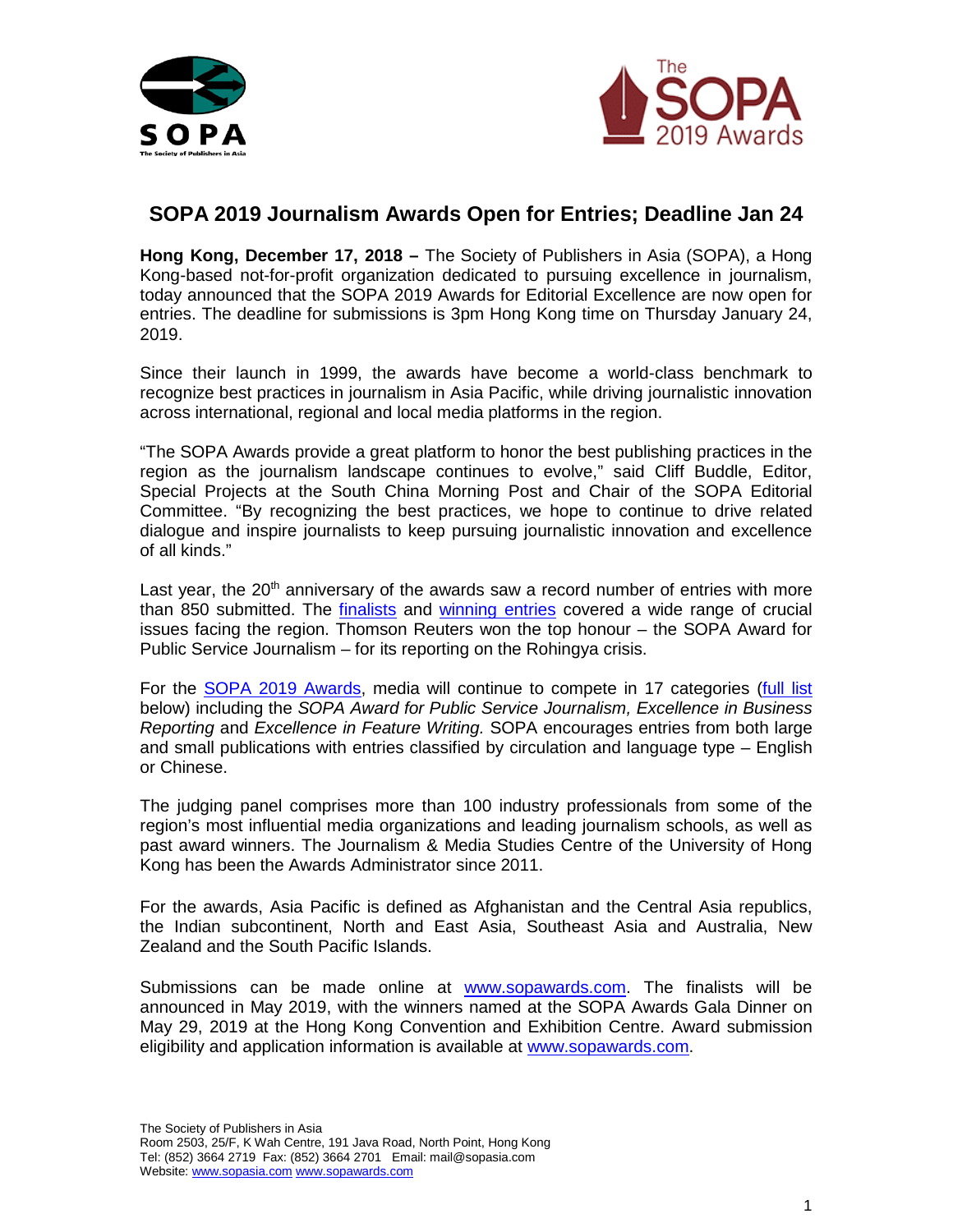# SOPA 2019 Journalism Awards Open for Entries; Deadline Jan 24

**Hong Kong, December 17, 2018 –** The Society of Publishers in Asia (SOPA), a Hong Kong-based not-for-profit organization dedicated to pursuing excellence in journalism, today announced that the SOPA 2019 Awards for Editorial Excellence are now open for entries. The deadline for submissions is 3pm Hong Kong time on Thursday January 24, 2019.

Since their launch in 1999, the awards have become a world-class benchmark to recognize best practices in journalism in Asia Pacific, while driving journalistic innovation across international, regional and local media platforms in the region.

"The SOPA Awards provide a great platform to honor the best publishing practices in the region as the journalism landscape continues to evolve," said Cliff Buddle, Editor, Special Projects at the South China Morning Post and Chair of the SOPA Editorial Committee. "By recognizing the best practices, we hope to continue to drive related dialogue and inspire journalists to keep pursuing journalistic innovation and excellence of all kinds."

Last year, the 20th anniversary of the awards saw a record number of entries with more than 850 submitted. The finalists and winning entries covered a wide range of crucial issues facing the region. Thomson Reuters won the top honour – the SOPA Award for Public Service Journalism – for its reporting on the Rohingya crisis.

For the SOPA 2019 Awards, media will continue to compete in 17 categories (full list below) including the *SOPA Award for Public Service Journalism, Excellence in Business Reporting* and *Excellence in Feature Writing.* SOPA encourages entries from both large and small publications with entries classified by circulation and language type – English or Chinese.

The judging panel comprises more than 100 industry professionals from some of the region's most influential media organizations and leading journalism schools, as well as past award winners. The Journalism & Media Studies Centre of the University of Hong Kong has been the Awards Administrator since 2011.

For the awards, Asia Pacific is defined as Afghanistan and the Central Asia republics, the Indian subcontinent, North and East Asia, Southeast Asia and Australia, New Zealand and the South Pacific Islands.

Submissions can be made online at www.sopawards.com. The finalists will be announced in May 2019, with the winners named at the SOPA Awards Gala Dinner on May 29, 2019 at the Hong Kong Convention and Exhibition Centre. Award submission eligibility and application information is available at www.sopawards.com.

The Society of Publishers in Asia
Room 2503, 25/F, K Wah Centre, 191 Java Road, North Point, Hong Kong
Tel: (852) 3664 2719 Fax: (852) 3664 2701 Email: mail@sopasia.com
Website: www.sopasia.com www.sopawards.com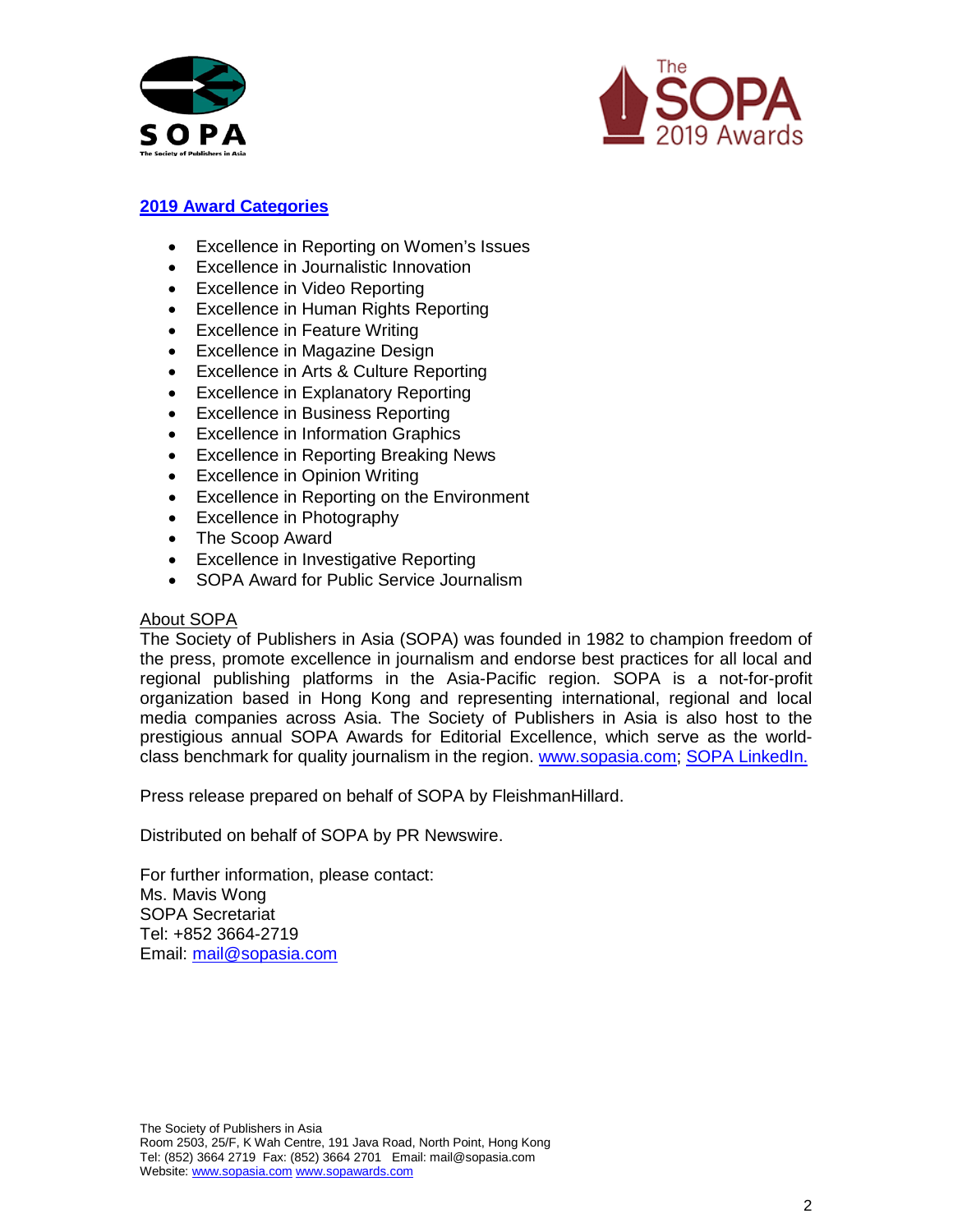## 2019 Award Categories

- Excellence in Reporting on Women's Issues
- Excellence in Journalistic Innovation
- Excellence in Video Reporting
- Excellence in Human Rights Reporting
- Excellence in Feature Writing
- Excellence in Magazine Design
- Excellence in Arts & Culture Reporting
- Excellence in Explanatory Reporting
- Excellence in Business Reporting
- Excellence in Information Graphics
- Excellence in Reporting Breaking News
- Excellence in Opinion Writing
- Excellence in Reporting on the Environment
- Excellence in Photography
- The Scoop Award
- Excellence in Investigative Reporting
- SOPA Award for Public Service Journalism

About SOPA

The Society of Publishers in Asia (SOPA) was founded in 1982 to champion freedom of the press, promote excellence in journalism and endorse best practices for all local and regional publishing platforms in the Asia-Pacific region. SOPA is a not-for-profit organization based in Hong Kong and representing international, regional and local media companies across Asia. The Society of Publishers in Asia is also host to the prestigious annual SOPA Awards for Editorial Excellence, which serve as the world-class benchmark for quality journalism in the region. www.sopasia.com; SOPA LinkedIn.

Press release prepared on behalf of SOPA by FleishmanHillard.

Distributed on behalf of SOPA by PR Newswire.

For further information, please contact:
Ms. Mavis Wong
SOPA Secretariat
Tel: +852 3664-2719
Email: mail@sopasia.com

The Society of Publishers in Asia
Room 2503, 25/F, K Wah Centre, 191 Java Road, North Point, Hong Kong
Tel: (852) 3664 2719 Fax: (852) 3664 2701 Email: mail@sopasia.com
Website: www.sopasia.com www.sopawards.com